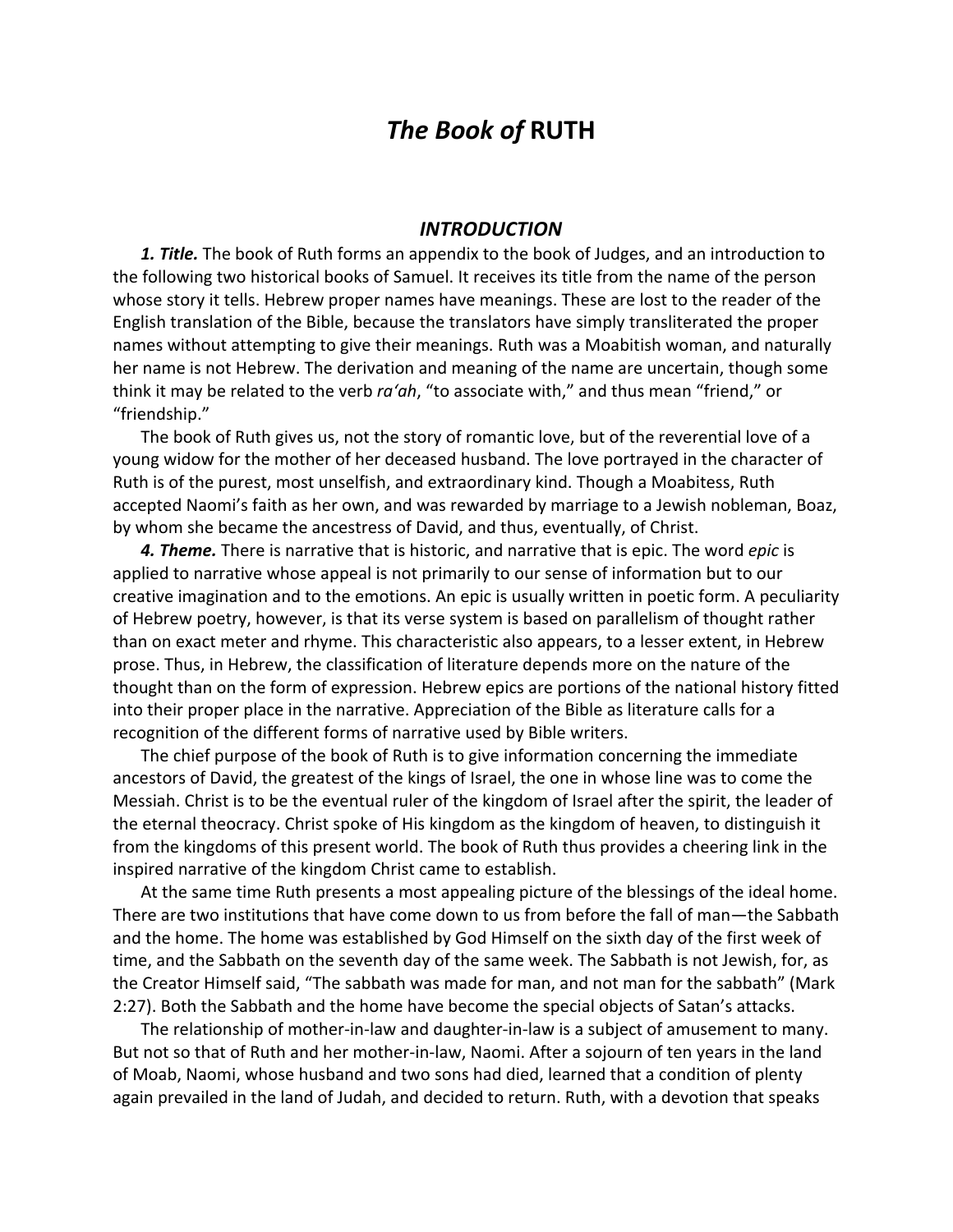# *The Book of* RUTH

## *INTRODUCTION*

***1. Title.*** The book of Ruth forms an appendix to the book of Judges, and an introduction to the following two historical books of Samuel. It receives its title from the name of the person whose story it tells. Hebrew proper names have meanings. These are lost to the reader of the English translation of the Bible, because the translators have simply transliterated the proper names without attempting to give their meanings. Ruth was a Moabitish woman, and naturally her name is not Hebrew. The derivation and meaning of the name are uncertain, though some think it may be related to the verb *ra'ah*, "to associate with," and thus mean "friend," or "friendship."

The book of Ruth gives us, not the story of romantic love, but of the reverential love of a young widow for the mother of her deceased husband. The love portrayed in the character of Ruth is of the purest, most unselfish, and extraordinary kind. Though a Moabitess, Ruth accepted Naomi's faith as her own, and was rewarded by marriage to a Jewish nobleman, Boaz, by whom she became the ancestress of David, and thus, eventually, of Christ.

***4. Theme.*** There is narrative that is historic, and narrative that is epic. The word *epic* is applied to narrative whose appeal is not primarily to our sense of information but to our creative imagination and to the emotions. An epic is usually written in poetic form. A peculiarity of Hebrew poetry, however, is that its verse system is based on parallelism of thought rather than on exact meter and rhyme. This characteristic also appears, to a lesser extent, in Hebrew prose. Thus, in Hebrew, the classification of literature depends more on the nature of the thought than on the form of expression. Hebrew epics are portions of the national history fitted into their proper place in the narrative. Appreciation of the Bible as literature calls for a recognition of the different forms of narrative used by Bible writers.

The chief purpose of the book of Ruth is to give information concerning the immediate ancestors of David, the greatest of the kings of Israel, the one in whose line was to come the Messiah. Christ is to be the eventual ruler of the kingdom of Israel after the spirit, the leader of the eternal theocracy. Christ spoke of His kingdom as the kingdom of heaven, to distinguish it from the kingdoms of this present world. The book of Ruth thus provides a cheering link in the inspired narrative of the kingdom Christ came to establish.

At the same time Ruth presents a most appealing picture of the blessings of the ideal home. There are two institutions that have come down to us from before the fall of man—the Sabbath and the home. The home was established by God Himself on the sixth day of the first week of time, and the Sabbath on the seventh day of the same week. The Sabbath is not Jewish, for, as the Creator Himself said, "The sabbath was made for man, and not man for the sabbath" (Mark 2:27). Both the Sabbath and the home have become the special objects of Satan's attacks.

The relationship of mother-in-law and daughter-in-law is a subject of amusement to many. But not so that of Ruth and her mother-in-law, Naomi. After a sojourn of ten years in the land of Moab, Naomi, whose husband and two sons had died, learned that a condition of plenty again prevailed in the land of Judah, and decided to return. Ruth, with a devotion that speaks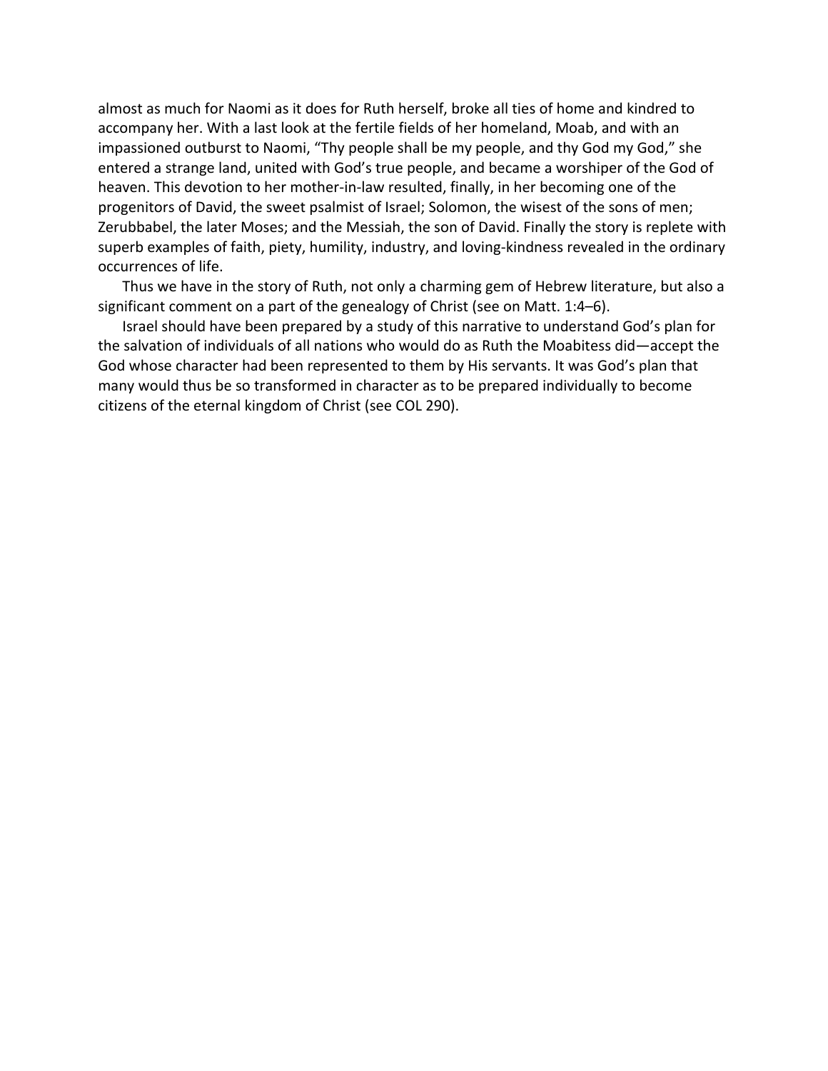almost as much for Naomi as it does for Ruth herself, broke all ties of home and kindred to accompany her. With a last look at the fertile fields of her homeland, Moab, and with an impassioned outburst to Naomi, "Thy people shall be my people, and thy God my God," she entered a strange land, united with God's true people, and became a worshiper of the God of heaven. This devotion to her mother-in-law resulted, finally, in her becoming one of the progenitors of David, the sweet psalmist of Israel; Solomon, the wisest of the sons of men; Zerubbabel, the later Moses; and the Messiah, the son of David. Finally the story is replete with superb examples of faith, piety, humility, industry, and loving-kindness revealed in the ordinary occurrences of life.

Thus we have in the story of Ruth, not only a charming gem of Hebrew literature, but also a significant comment on a part of the genealogy of Christ (see on Matt. 1:4–6).

Israel should have been prepared by a study of this narrative to understand God's plan for the salvation of individuals of all nations who would do as Ruth the Moabitess did—accept the God whose character had been represented to them by His servants. It was God's plan that many would thus be so transformed in character as to be prepared individually to become citizens of the eternal kingdom of Christ (see COL 290).